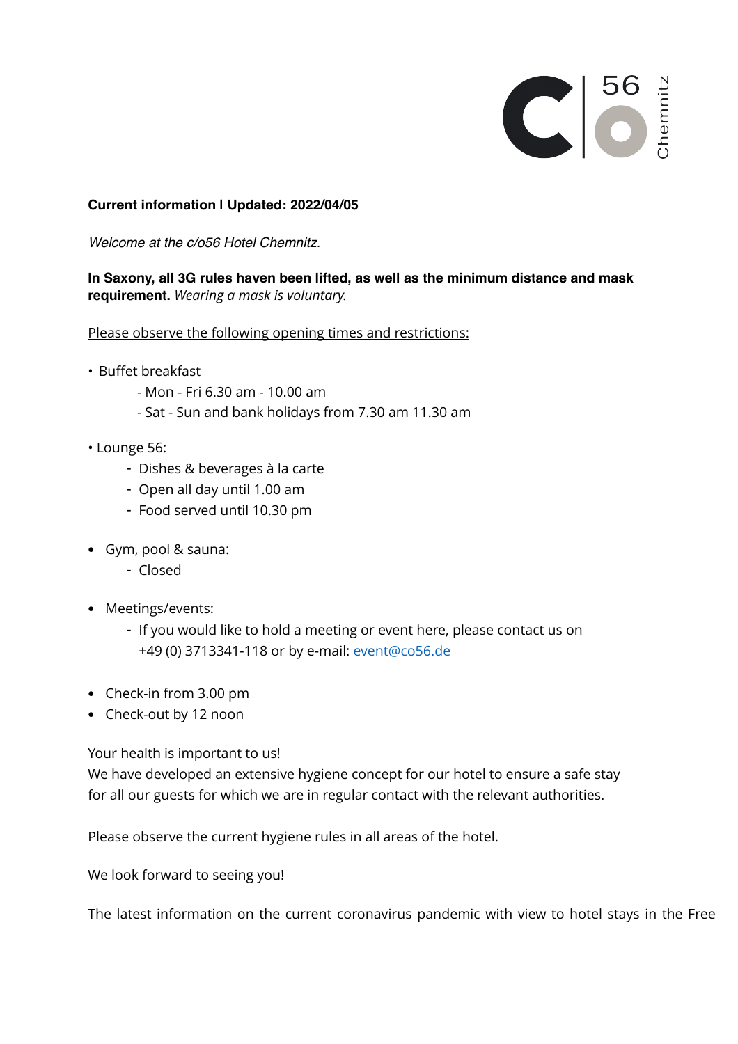56 Chemnitz

**Current information I Updated: 2022/04/05**

*Welcome at the c/o56 Hotel Chemnitz.*

**In Saxony, all 3G rules haven been lifted, as well as the minimum distance and mask requirement.** *Wearing a mask is voluntary.*

Please observe the following opening times and restrictions:

- Buffet breakfast
  - Mon - Fri 6.30 am - 10.00 am
  - Sat - Sun and bank holidays from 7.30 am 11.30 am
- Lounge 56:
  - Dishes & beverages à la carte
  - Open all day until 1.00 am
  - Food served until 10.30 pm
- Gym, pool & sauna:
  - Closed
- Meetings/events:
  - If you would like to hold a meeting or event here, please contact us on +49 (0) 3713341-118 or by e-mail: event@co56.de
- Check-in from 3.00 pm
- Check-out by 12 noon

Your health is important to us!
We have developed an extensive hygiene concept for our hotel to ensure a safe stay for all our guests for which we are in regular contact with the relevant authorities.

Please observe the current hygiene rules in all areas of the hotel.

We look forward to seeing you!

The latest information on the current coronavirus pandemic with view to hotel stays in the Free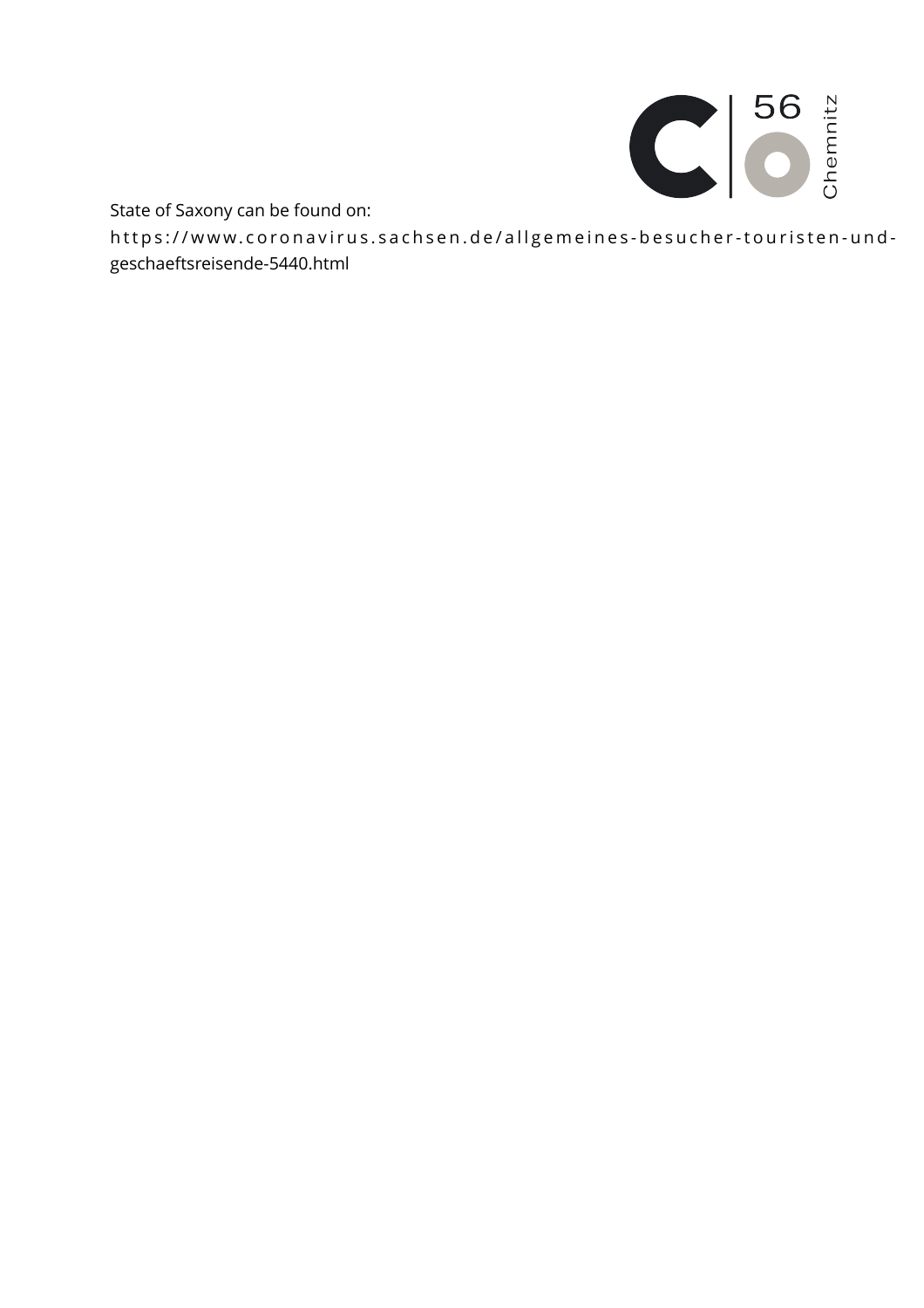State of Saxony can be found on: https://www.coronavirus.sachsen.de/allgemeines-besucher-touristen-und-geschaeftsreisende-5440.html